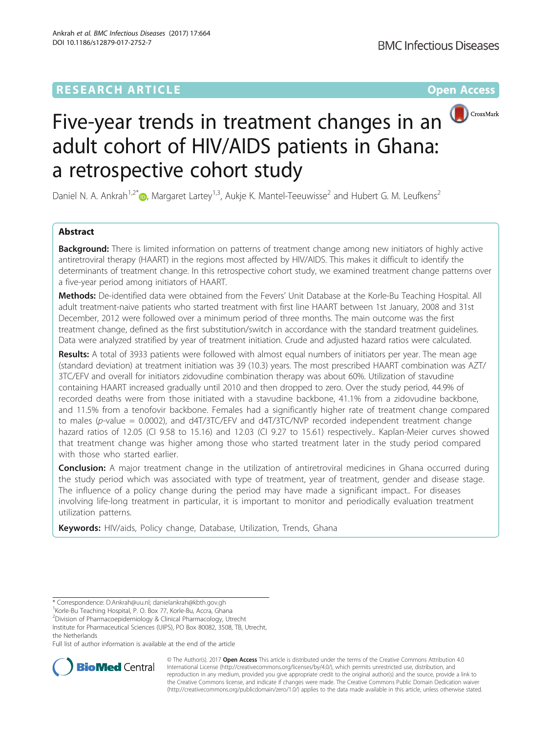RESEARCH ARTICLE

Open Access

# Five-year trends in treatment changes in an adult cohort of HIV/AIDS patients in Ghana: a retrospective cohort study

Daniel N. A. Ankrah[1,2*], Margaret Lartey[1,3], Aukje K. Mantel-Teeuwisse[2] and Hubert G. M. Leufkens[2]

## Abstract

**Background:** There is limited information on patterns of treatment change among new initiators of highly active antiretroviral therapy (HAART) in the regions most affected by HIV/AIDS. This makes it difficult to identify the determinants of treatment change. In this retrospective cohort study, we examined treatment change patterns over a five-year period among initiators of HAART.

**Methods:** De-identified data were obtained from the Fevers' Unit Database at the Korle-Bu Teaching Hospital. All adult treatment-naive patients who started treatment with first line HAART between 1st January, 2008 and 31st December, 2012 were followed over a minimum period of three months. The main outcome was the first treatment change, defined as the first substitution/switch in accordance with the standard treatment guidelines. Data were analyzed stratified by year of treatment initiation. Crude and adjusted hazard ratios were calculated.

**Results:** A total of 3933 patients were followed with almost equal numbers of initiators per year. The mean age (standard deviation) at treatment initiation was 39 (10.3) years. The most prescribed HAART combination was AZT/3TC/EFV and overall for initiators zidovudine combination therapy was about 60%. Utilization of stavudine containing HAART increased gradually until 2010 and then dropped to zero. Over the study period, 44.9% of recorded deaths were from those initiated with a stavudine backbone, 41.1% from a zidovudine backbone, and 11.5% from a tenofovir backbone. Females had a significantly higher rate of treatment change compared to males (*p*-value = 0.0002), and d4T/3TC/EFV and d4T/3TC/NVP recorded independent treatment change hazard ratios of 12.05 (CI 9.58 to 15.16) and 12.03 (CI 9.27 to 15.61) respectively.. Kaplan-Meier curves showed that treatment change was higher among those who started treatment later in the study period compared with those who started earlier.

**Conclusion:** A major treatment change in the utilization of antiretroviral medicines in Ghana occurred during the study period which was associated with type of treatment, year of treatment, gender and disease stage. The influence of a policy change during the period may have made a significant impact.. For diseases involving life-long treatment in particular, it is important to monitor and periodically evaluation treatment utilization patterns.

**Keywords:** HIV/aids, Policy change, Database, Utilization, Trends, Ghana

\* Correspondence: D.Ankrah@uu.nl; danielankrah@kbth.gov.gh
[1]Korle-Bu Teaching Hospital, P. O. Box 77, Korle-Bu, Accra, Ghana
[2]Division of Pharmacoepidemiology & Clinical Pharmacology, Utrecht Institute for Pharmaceutical Sciences (UIPS), PO Box 80082, 3508, TB, Utrecht, the Netherlands
Full list of author information is available at the end of the article

© The Author(s). 2017 **Open Access** This article is distributed under the terms of the Creative Commons Attribution 4.0 International License (http://creativecommons.org/licenses/by/4.0/), which permits unrestricted use, distribution, and reproduction in any medium, provided you give appropriate credit to the original author(s) and the source, provide a link to the Creative Commons license, and indicate if changes were made. The Creative Commons Public Domain Dedication waiver (http://creativecommons.org/publicdomain/zero/1.0/) applies to the data made available in this article, unless otherwise stated.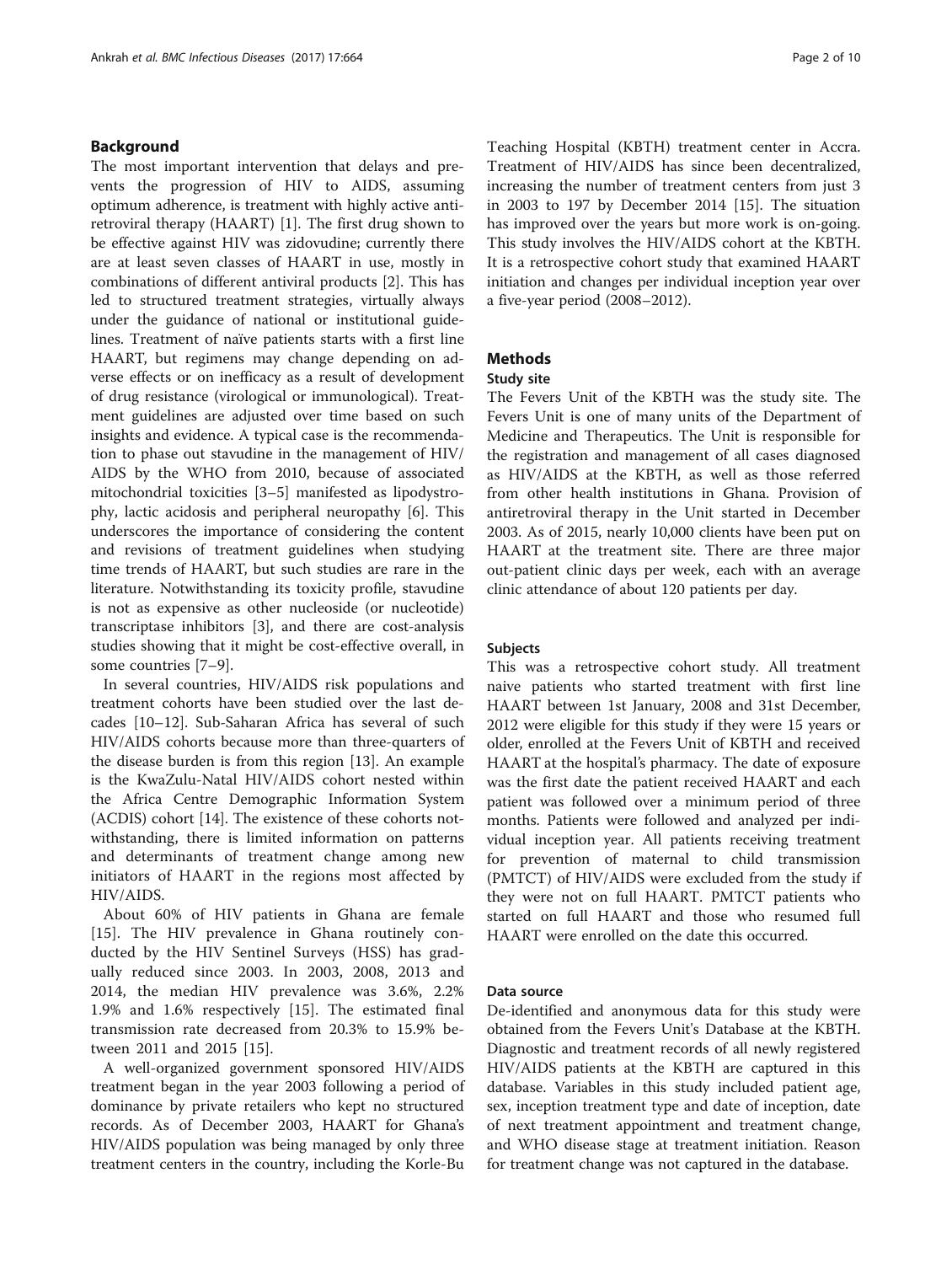## Background

The most important intervention that delays and prevents the progression of HIV to AIDS, assuming optimum adherence, is treatment with highly active antiretroviral therapy (HAART) [1]. The first drug shown to be effective against HIV was zidovudine; currently there are at least seven classes of HAART in use, mostly in combinations of different antiviral products [2]. This has led to structured treatment strategies, virtually always under the guidance of national or institutional guidelines. Treatment of naïve patients starts with a first line HAART, but regimens may change depending on adverse effects or on inefficacy as a result of development of drug resistance (virological or immunological). Treatment guidelines are adjusted over time based on such insights and evidence. A typical case is the recommendation to phase out stavudine in the management of HIV/AIDS by the WHO from 2010, because of associated mitochondrial toxicities [3–5] manifested as lipodystrophy, lactic acidosis and peripheral neuropathy [6]. This underscores the importance of considering the content and revisions of treatment guidelines when studying time trends of HAART, but such studies are rare in the literature. Notwithstanding its toxicity profile, stavudine is not as expensive as other nucleoside (or nucleotide) transcriptase inhibitors [3], and there are cost-analysis studies showing that it might be cost-effective overall, in some countries [7–9].

In several countries, HIV/AIDS risk populations and treatment cohorts have been studied over the last decades [10–12]. Sub-Saharan Africa has several of such HIV/AIDS cohorts because more than three-quarters of the disease burden is from this region [13]. An example is the KwaZulu-Natal HIV/AIDS cohort nested within the Africa Centre Demographic Information System (ACDIS) cohort [14]. The existence of these cohorts notwithstanding, there is limited information on patterns and determinants of treatment change among new initiators of HAART in the regions most affected by HIV/AIDS.

About 60% of HIV patients in Ghana are female [15]. The HIV prevalence in Ghana routinely conducted by the HIV Sentinel Surveys (HSS) has gradually reduced since 2003. In 2003, 2008, 2013 and 2014, the median HIV prevalence was 3.6%, 2.2% 1.9% and 1.6% respectively [15]. The estimated final transmission rate decreased from 20.3% to 15.9% between 2011 and 2015 [15].

A well-organized government sponsored HIV/AIDS treatment began in the year 2003 following a period of dominance by private retailers who kept no structured records. As of December 2003, HAART for Ghana's HIV/AIDS population was being managed by only three treatment centers in the country, including the Korle-Bu Teaching Hospital (KBTH) treatment center in Accra. Treatment of HIV/AIDS has since been decentralized, increasing the number of treatment centers from just 3 in 2003 to 197 by December 2014 [15]. The situation has improved over the years but more work is on-going. This study involves the HIV/AIDS cohort at the KBTH. It is a retrospective cohort study that examined HAART initiation and changes per individual inception year over a five-year period (2008–2012).

## Methods

### Study site

The Fevers Unit of the KBTH was the study site. The Fevers Unit is one of many units of the Department of Medicine and Therapeutics. The Unit is responsible for the registration and management of all cases diagnosed as HIV/AIDS at the KBTH, as well as those referred from other health institutions in Ghana. Provision of antiretroviral therapy in the Unit started in December 2003. As of 2015, nearly 10,000 clients have been put on HAART at the treatment site. There are three major out-patient clinic days per week, each with an average clinic attendance of about 120 patients per day.

### Subjects

This was a retrospective cohort study. All treatment naive patients who started treatment with first line HAART between 1st January, 2008 and 31st December, 2012 were eligible for this study if they were 15 years or older, enrolled at the Fevers Unit of KBTH and received HAART at the hospital's pharmacy. The date of exposure was the first date the patient received HAART and each patient was followed over a minimum period of three months. Patients were followed and analyzed per individual inception year. All patients receiving treatment for prevention of maternal to child transmission (PMTCT) of HIV/AIDS were excluded from the study if they were not on full HAART. PMTCT patients who started on full HAART and those who resumed full HAART were enrolled on the date this occurred.

### Data source

De-identified and anonymous data for this study were obtained from the Fevers Unit's Database at the KBTH. Diagnostic and treatment records of all newly registered HIV/AIDS patients at the KBTH are captured in this database. Variables in this study included patient age, sex, inception treatment type and date of inception, date of next treatment appointment and treatment change, and WHO disease stage at treatment initiation. Reason for treatment change was not captured in the database.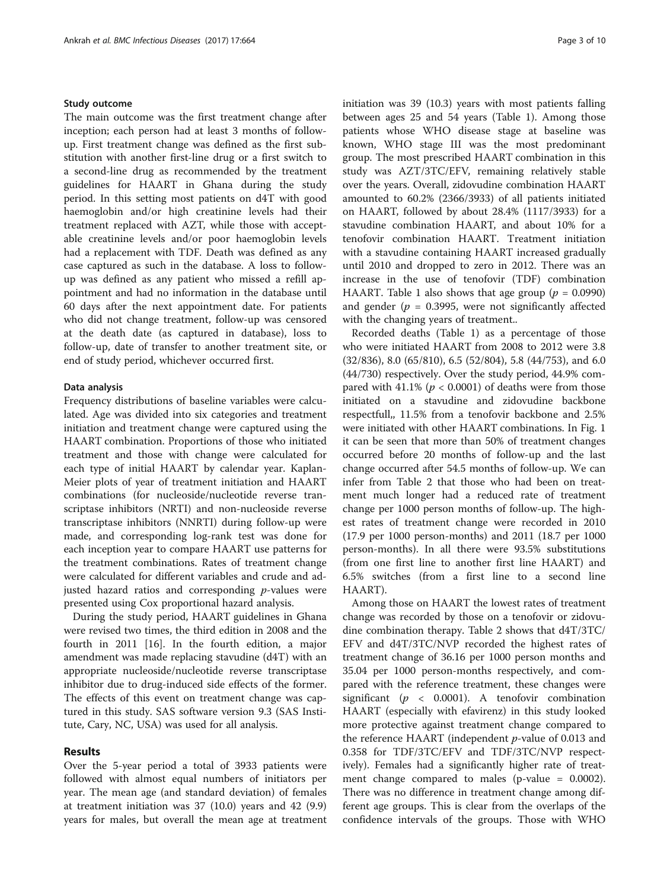### Study outcome

The main outcome was the first treatment change after inception; each person had at least 3 months of follow-up. First treatment change was defined as the first substitution with another first-line drug or a first switch to a second-line drug as recommended by the treatment guidelines for HAART in Ghana during the study period. In this setting most patients on d4T with good haemoglobin and/or high creatinine levels had their treatment replaced with AZT, while those with acceptable creatinine levels and/or poor haemoglobin levels had a replacement with TDF. Death was defined as any case captured as such in the database. A loss to follow-up was defined as any patient who missed a refill appointment and had no information in the database until 60 days after the next appointment date. For patients who did not change treatment, follow-up was censored at the death date (as captured in database), loss to follow-up, date of transfer to another treatment site, or end of study period, whichever occurred first.

### Data analysis

Frequency distributions of baseline variables were calculated. Age was divided into six categories and treatment initiation and treatment change were captured using the HAART combination. Proportions of those who initiated treatment and those with change were calculated for each type of initial HAART by calendar year. Kaplan-Meier plots of year of treatment initiation and HAART combinations (for nucleoside/nucleotide reverse transcriptase inhibitors (NRTI) and non-nucleoside reverse transcriptase inhibitors (NNRTI) during follow-up were made, and corresponding log-rank test was done for each inception year to compare HAART use patterns for the treatment combinations. Rates of treatment change were calculated for different variables and crude and adjusted hazard ratios and corresponding $p$-values were presented using Cox proportional hazard analysis.

During the study period, HAART guidelines in Ghana were revised two times, the third edition in 2008 and the fourth in 2011 [16]. In the fourth edition, a major amendment was made replacing stavudine (d4T) with an appropriate nucleoside/nucleotide reverse transcriptase inhibitor due to drug-induced side effects of the former. The effects of this event on treatment change was captured in this study. SAS software version 9.3 (SAS Institute, Cary, NC, USA) was used for all analysis.

## Results

Over the 5-year period a total of 3933 patients were followed with almost equal numbers of initiators per year. The mean age (and standard deviation) of females at treatment initiation was 37 (10.0) years and 42 (9.9) years for males, but overall the mean age at treatment initiation was 39 (10.3) years with most patients falling between ages 25 and 54 years (Table 1). Among those patients whose WHO disease stage at baseline was known, WHO stage III was the most predominant group. The most prescribed HAART combination in this study was AZT/3TC/EFV, remaining relatively stable over the years. Overall, zidovudine combination HAART amounted to 60.2% (2366/3933) of all patients initiated on HAART, followed by about 28.4% (1117/3933) for a stavudine combination HAART, and about 10% for a tenofovir combination HAART. Treatment initiation with a stavudine containing HAART increased gradually until 2010 and dropped to zero in 2012. There was an increase in the use of tenofovir (TDF) combination HAART. Table 1 also shows that age group ($p = 0.0990$) and gender ($p = 0.3995$, were not significantly affected with the changing years of treatment..

Recorded deaths (Table 1) as a percentage of those who were initiated HAART from 2008 to 2012 were 3.8 (32/836), 8.0 (65/810), 6.5 (52/804), 5.8 (44/753), and 6.0 (44/730) respectively. Over the study period, 44.9% compared with 41.1% ($p < 0.0001$) of deaths were from those initiated on a stavudine and zidovudine backbone respectfull,, 11.5% from a tenofovir backbone and 2.5% were initiated with other HAART combinations. In Fig. 1 it can be seen that more than 50% of treatment changes occurred before 20 months of follow-up and the last change occurred after 54.5 months of follow-up. We can infer from Table 2 that those who had been on treatment much longer had a reduced rate of treatment change per 1000 person months of follow-up. The highest rates of treatment change were recorded in 2010 (17.9 per 1000 person-months) and 2011 (18.7 per 1000 person-months). In all there were 93.5% substitutions (from one first line to another first line HAART) and 6.5% switches (from a first line to a second line HAART).

Among those on HAART the lowest rates of treatment change was recorded by those on a tenofovir or zidovudine combination therapy. Table 2 shows that d4T/3TC/EFV and d4T/3TC/NVP recorded the highest rates of treatment change of 36.16 per 1000 person months and 35.04 per 1000 person-months respectively, and compared with the reference treatment, these changes were significant ($p < 0.0001$). A tenofovir combination HAART (especially with efavirenz) in this study looked more protective against treatment change compared to the reference HAART (independent $p$-value of 0.013 and 0.358 for TDF/3TC/EFV and TDF/3TC/NVP respectively). Females had a significantly higher rate of treatment change compared to males (p-value = 0.0002). There was no difference in treatment change among different age groups. This is clear from the overlaps of the confidence intervals of the groups. Those with WHO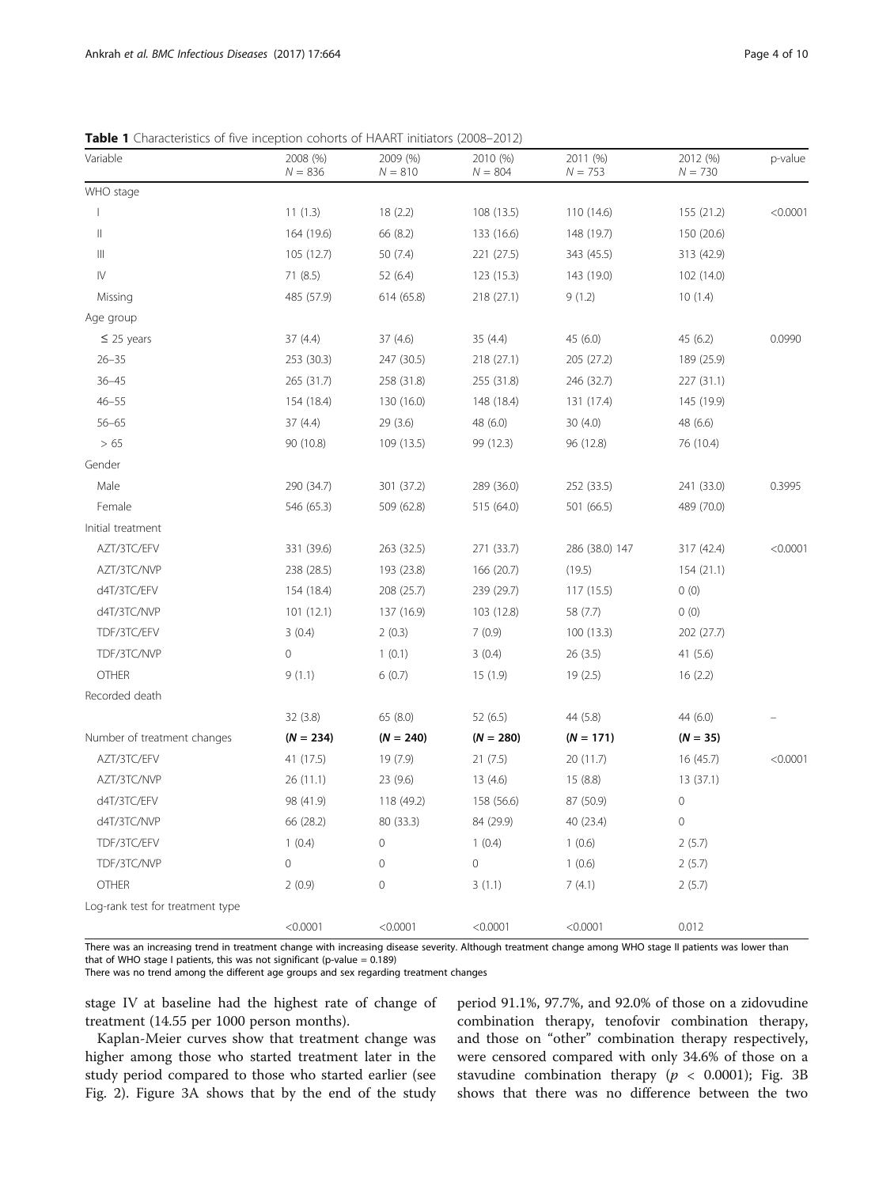**Table 1** Characteristics of five inception cohorts of HAART initiators (2008–2012)

| Variable | 2008 (%) $N = 836$ | 2009 (%) $N = 810$ | 2010 (%) $N = 804$ | 2011 (%) $N = 753$ | 2012 (%) $N = 730$ | p-value |
|---|---|---|---|---|---|---|
| WHO stage | | | | | | |
| I | 11 (1.3) | 18 (2.2) | 108 (13.5) | 110 (14.6) | 155 (21.2) | <0.0001 |
| II | 164 (19.6) | 66 (8.2) | 133 (16.6) | 148 (19.7) | 150 (20.6) | |
| III | 105 (12.7) | 50 (7.4) | 221 (27.5) | 343 (45.5) | 313 (42.9) | |
| IV | 71 (8.5) | 52 (6.4) | 123 (15.3) | 143 (19.0) | 102 (14.0) | |
| Missing | 485 (57.9) | 614 (65.8) | 218 (27.1) | 9 (1.2) | 10 (1.4) | |
| Age group | | | | | | |
| ≤ 25 years | 37 (4.4) | 37 (4.6) | 35 (4.4) | 45 (6.0) | 45 (6.2) | 0.0990 |
| 26–35 | 253 (30.3) | 247 (30.5) | 218 (27.1) | 205 (27.2) | 189 (25.9) | |
| 36–45 | 265 (31.7) | 258 (31.8) | 255 (31.8) | 246 (32.7) | 227 (31.1) | |
| 46–55 | 154 (18.4) | 130 (16.0) | 148 (18.4) | 131 (17.4) | 145 (19.9) | |
| 56–65 | 37 (4.4) | 29 (3.6) | 48 (6.0) | 30 (4.0) | 48 (6.6) | |
| > 65 | 90 (10.8) | 109 (13.5) | 99 (12.3) | 96 (12.8) | 76 (10.4) | |
| Gender | | | | | | |
| Male | 290 (34.7) | 301 (37.2) | 289 (36.0) | 252 (33.5) | 241 (33.0) | 0.3995 |
| Female | 546 (65.3) | 509 (62.8) | 515 (64.0) | 501 (66.5) | 489 (70.0) | |
| Initial treatment | | | | | | |
| AZT/3TC/EFV | 331 (39.6) | 263 (32.5) | 271 (33.7) | 286 (38.0) 147 | 317 (42.4) | <0.0001 |
| AZT/3TC/NVP | 238 (28.5) | 193 (23.8) | 166 (20.7) | (19.5) | 154 (21.1) | |
| d4T/3TC/EFV | 154 (18.4) | 208 (25.7) | 239 (29.7) | 117 (15.5) | 0 (0) | |
| d4T/3TC/NVP | 101 (12.1) | 137 (16.9) | 103 (12.8) | 58 (7.7) | 0 (0) | |
| TDF/3TC/EFV | 3 (0.4) | 2 (0.3) | 7 (0.9) | 100 (13.3) | 202 (27.7) | |
| TDF/3TC/NVP | 0 | 1 (0.1) | 3 (0.4) | 26 (3.5) | 41 (5.6) | |
| OTHER | 9 (1.1) | 6 (0.7) | 15 (1.9) | 19 (2.5) | 16 (2.2) | |
| Recorded death | | | | | | |
| | 32 (3.8) | 65 (8.0) | 52 (6.5) | 44 (5.8) | 44 (6.0) | – |
| Number of treatment changes | **($N = 234$)** | **($N = 240$)** | **($N = 280$)** | **($N = 171$)** | **($N = 35$)** | |
| AZT/3TC/EFV | 41 (17.5) | 19 (7.9) | 21 (7.5) | 20 (11.7) | 16 (45.7) | <0.0001 |
| AZT/3TC/NVP | 26 (11.1) | 23 (9.6) | 13 (4.6) | 15 (8.8) | 13 (37.1) | |
| d4T/3TC/EFV | 98 (41.9) | 118 (49.2) | 158 (56.6) | 87 (50.9) | 0 | |
| d4T/3TC/NVP | 66 (28.2) | 80 (33.3) | 84 (29.9) | 40 (23.4) | 0 | |
| TDF/3TC/EFV | 1 (0.4) | 0 | 1 (0.4) | 1 (0.6) | 2 (5.7) | |
| TDF/3TC/NVP | 0 | 0 | 0 | 1 (0.6) | 2 (5.7) | |
| OTHER | 2 (0.9) | 0 | 3 (1.1) | 7 (4.1) | 2 (5.7) | |
| Log-rank test for treatment type | | | | | | |
| | <0.0001 | <0.0001 | <0.0001 | <0.0001 | 0.012 | |

There was an increasing trend in treatment change with increasing disease severity. Although treatment change among WHO stage II patients was lower than that of WHO stage I patients, this was not significant (p-value = 0.189)

There was no trend among the different age groups and sex regarding treatment changes

stage IV at baseline had the highest rate of change of treatment (14.55 per 1000 person months).

Kaplan-Meier curves show that treatment change was higher among those who started treatment later in the study period compared to those who started earlier (see Fig. 2). Figure 3A shows that by the end of the study period 91.1%, 97.7%, and 92.0% of those on a zidovudine combination therapy, tenofovir combination therapy, and those on "other" combination therapy respectively, were censored compared with only 34.6% of those on a stavudine combination therapy ($p < 0.0001$); Fig. 3B shows that there was no difference between the two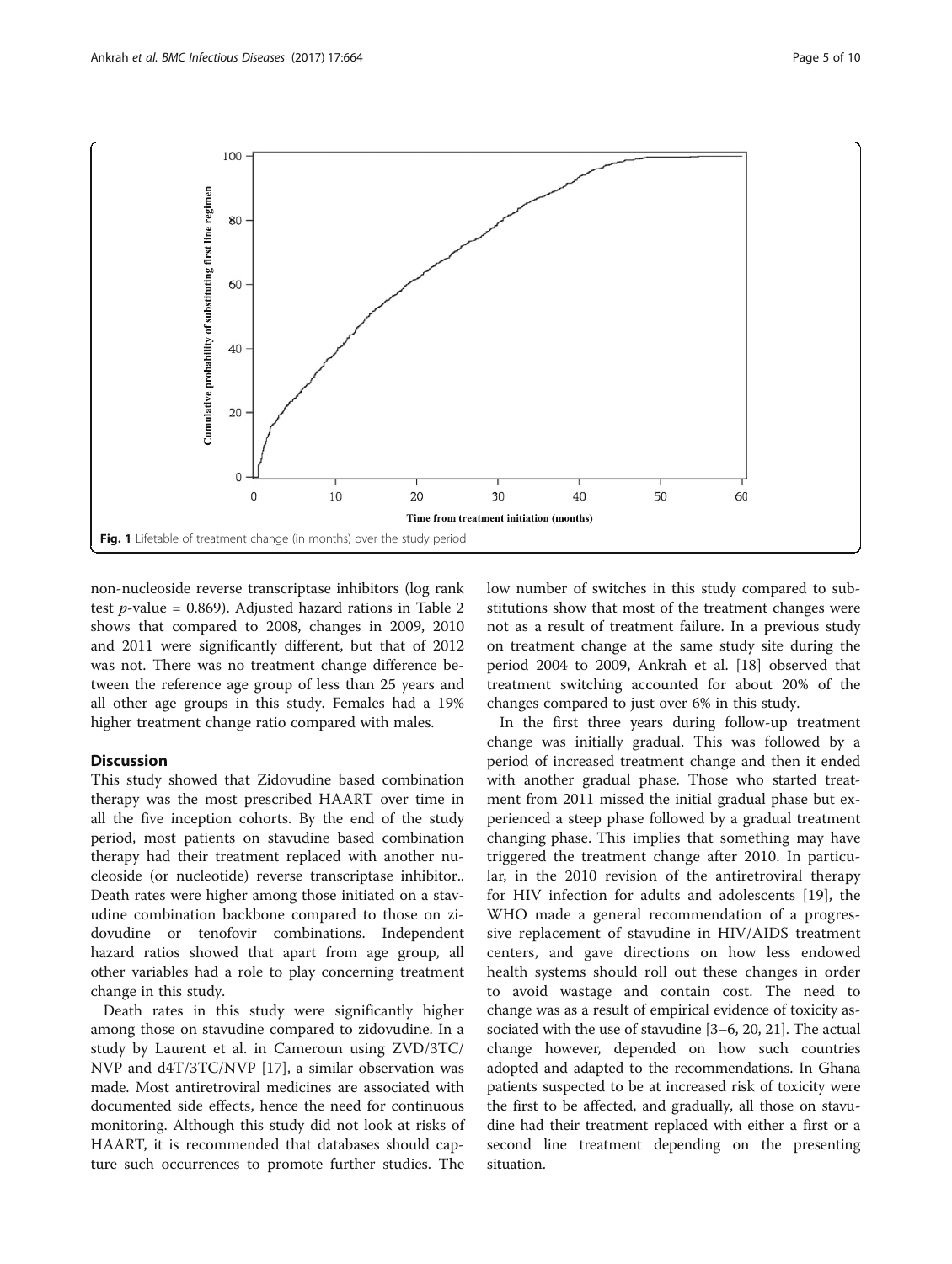Cumulative probability of substituting first line regimen

100

80

60

40

20

0

0 10 20 30 40 50 60

Time from treatment initiation (months)

**Fig. 1** Lifetable of treatment change (in months) over the study period

non-nucleoside reverse transcriptase inhibitors (log rank test $p$-value = 0.869). Adjusted hazard rations in Table 2 shows that compared to 2008, changes in 2009, 2010 and 2011 were significantly different, but that of 2012 was not. There was no treatment change difference between the reference age group of less than 25 years and all other age groups in this study. Females had a 19% higher treatment change ratio compared with males.

## Discussion

This study showed that Zidovudine based combination therapy was the most prescribed HAART over time in all the five inception cohorts. By the end of the study period, most patients on stavudine based combination therapy had their treatment replaced with another nucleoside (or nucleotide) reverse transcriptase inhibitor.. Death rates were higher among those initiated on a stavudine combination backbone compared to those on zidovudine or tenofovir combinations. Independent hazard ratios showed that apart from age group, all other variables had a role to play concerning treatment change in this study.

Death rates in this study were significantly higher among those on stavudine compared to zidovudine. In a study by Laurent et al. in Cameroun using ZVD/3TC/NVP and d4T/3TC/NVP [17], a similar observation was made. Most antiretroviral medicines are associated with documented side effects, hence the need for continuous monitoring. Although this study did not look at risks of HAART, it is recommended that databases should capture such occurrences to promote further studies. The low number of switches in this study compared to substitutions show that most of the treatment changes were not as a result of treatment failure. In a previous study on treatment change at the same study site during the period 2004 to 2009, Ankrah et al. [18] observed that treatment switching accounted for about 20% of the changes compared to just over 6% in this study.

In the first three years during follow-up treatment change was initially gradual. This was followed by a period of increased treatment change and then it ended with another gradual phase. Those who started treatment from 2011 missed the initial gradual phase but experienced a steep phase followed by a gradual treatment changing phase. This implies that something may have triggered the treatment change after 2010. In particular, in the 2010 revision of the antiretroviral therapy for HIV infection for adults and adolescents [19], the WHO made a general recommendation of a progressive replacement of stavudine in HIV/AIDS treatment centers, and gave directions on how less endowed health systems should roll out these changes in order to avoid wastage and contain cost. The need to change was as a result of empirical evidence of toxicity associated with the use of stavudine [3–6, 20, 21]. The actual change however, depended on how such countries adopted and adapted to the recommendations. In Ghana patients suspected to be at increased risk of toxicity were the first to be affected, and gradually, all those on stavudine had their treatment replaced with either a first or a second line treatment depending on the presenting situation.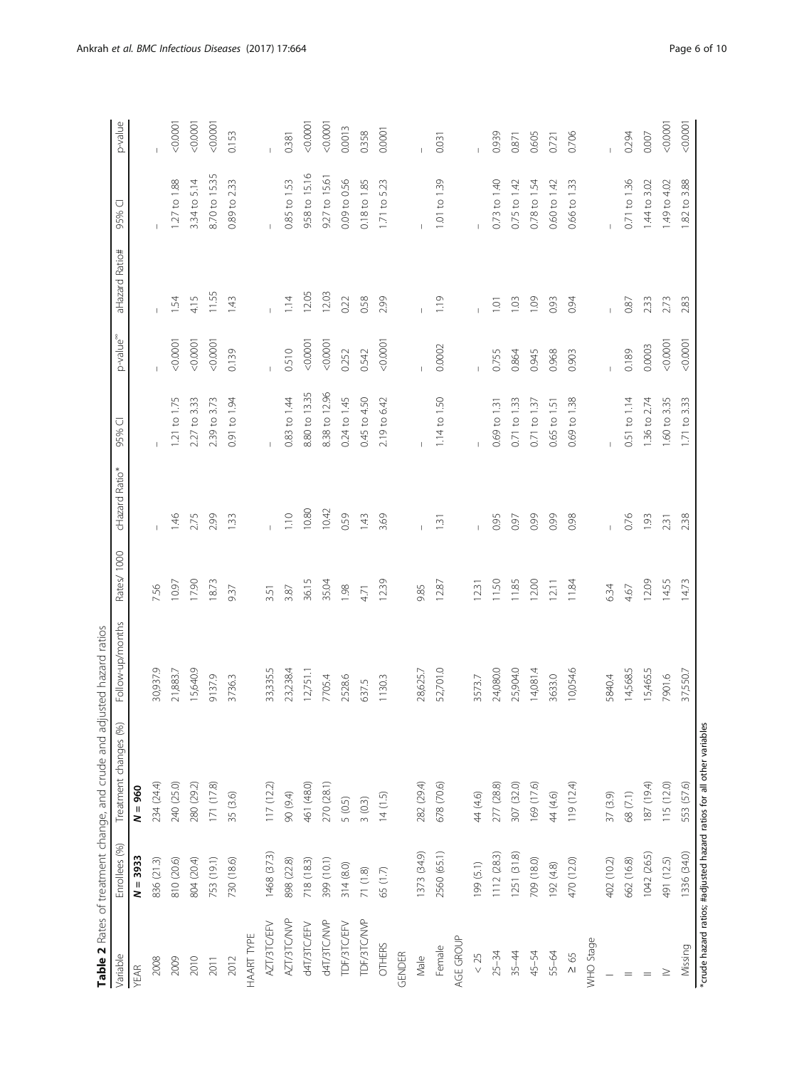**Table 2** Rates of treatment change, and crude and adjusted hazard ratios

| Variable | Enrollees (%) | Treatment changes (%) | Follow-up/months | Rates/ 1000 | cHazard Ratio* | 95% CI | p-value∞ | aHazard Ratio# | 95% CI | p-value |
|---|---|---|---|---|---|---|---|---|---|---|
| | **N = 3933** | **N = 960** | | | | | | | | |
| YEAR | | | | | | | | | | |
| 2008 | 836 (21.3) | 234 (24.4) | 30,937.9 | 7.56 | – | – | – | – | – | – |
| 2009 | 810 (20.6) | 240 (25.0) | 21,883.7 | 10.97 | 1.46 | 1.21 to 1.75 | <0.0001 | 1.54 | 1.27 to 1.88 | <0.0001 |
| 2010 | 804 (20.4) | 280 (29.2) | 15,640.9 | 17.90 | 2.75 | 2.27 to 3.33 | <0.0001 | 4.15 | 3.34 to 5.14 | <0.0001 |
| 2011 | 753 (19.1) | 171 (17.8) | 9137.9 | 18.73 | 2.99 | 2.39 to 3.73 | <0.0001 | 11.55 | 8.70 to 15.35 | <0.0001 |
| 2012 | 730 (18.6) | 35 (3.6) | 3736.3 | 9.37 | 1.33 | 0.91 to 1.94 | 0.139 | 1.43 | 0.89 to 2.33 | 0.153 |
| HAART TYPE | | | | | | | | | | |
| AZT/3TC/EFV | 1468 (37.3) | 117 (12.2) | 33,335.5 | 3.51 | – | – | – | – | – | – |
| AZT/3TC/NVP | 898 (22.8) | 90 (9.4) | 23,238.4 | 3.87 | 1.10 | 0.83 to 1.44 | 0.510 | 1.14 | 0.85 to 1.53 | 0.381 |
| d4T/3TC/EFV | 718 (18.3) | 461 (48.0) | 12,751.1 | 36.15 | 10.80 | 8.80 to 13.35 | <0.0001 | 12.05 | 9.58 to 15.16 | <0.0001 |
| d4T/3TC/NVP | 399 (10.1) | 270 (28.1) | 7705.4 | 35.04 | 10.42 | 8.38 to 12.96 | <0.0001 | 12.03 | 9.27 to 15.61 | <0.0001 |
| TDF/3TC/EFV | 314 (8.0) | 5 (0.5) | 2528.6 | 1.98 | 0.59 | 0.24 to 1.45 | 0.252 | 0.22 | 0.09 to 0.56 | 0.0013 |
| TDF/3TC/NVP | 71 (1.8) | 3 (0.3) | 637.5 | 4.71 | 1.43 | 0.45 to 4.50 | 0.542 | 0.58 | 0.18 to 1.85 | 0.358 |
| OTHERS | 65 (1.7) | 14 (1.5) | 1130.3 | 12.39 | 3.69 | 2.19 to 6.42 | <0.0001 | 2.99 | 1.71 to 5.23 | 0.0001 |
| GENDER | | | | | | | | | | |
| Male | 1373 (34.9) | 282 (29.4) | 28,625.7 | 9.85 | – | – | – | – | – | – |
| Female | 2560 (65.1) | 678 (70.6) | 52,701.0 | 12.87 | 1.31 | 1.14 to 1.50 | 0.0002 | 1.19 | 1.01 to 1.39 | 0.031 |
| AGE GROUP | | | | | | | | | | |
| < 25 | 199 (5.1) | 44 (4.6) | 3573.7 | 12.31 | – | – | – | – | – | – |
| 25–34 | 1112 (28.3) | 277 (28.8) | 24,080.0 | 11.50 | 0.95 | 0.69 to 1.31 | 0.755 | 1.01 | 0.73 to 1.40 | 0.939 |
| 35–44 | 1251 (31.8) | 307 (32.0) | 25,904.0 | 11.85 | 0.97 | 0.71 to 1.33 | 0.864 | 1.03 | 0.75 to 1.42 | 0.871 |
| 45–54 | 709 (18.0) | 169 (17.6) | 14,081.4 | 12.00 | 0.99 | 0.71 to 1.37 | 0.945 | 1.09 | 0.78 to 1.54 | 0.605 |
| 55–64 | 192 (4.8) | 44 (4.6) | 3633.0 | 12.11 | 0.99 | 0.65 to 1.51 | 0.968 | 0.93 | 0.60 to 1.42 | 0.721 |
| ≥ 65 | 470 (12.0) | 119 (12.4) | 10,054.6 | 11.84 | 0.98 | 0.69 to 1.38 | 0.903 | 0.94 | 0.66 to 1.33 | 0.706 |
| WHO Stage | | | | | | | | | | |
| I | 402 (10.2) | 37 (3.9) | 5840.4 | 6.34 | – | – | – | – | – | – |
| II | 662 (16.8) | 68 (7.1) | 14,568.5 | 4.67 | 0.76 | 0.51 to 1.14 | 0.189 | 0.87 | 0.71 to 1.36 | 0.294 |
| III | 1042 (26.5) | 187 (19.4) | 15,465.5 | 12.09 | 1.93 | 1.36 to 2.74 | 0.0003 | 2.33 | 1.44 to 3.02 | 0.007 |
| IV | 491 (12.5) | 115 (12.0) | 7901.6 | 14.55 | 2.31 | 1.60 to 3.35 | <0.0001 | 2.73 | 1.49 to 4.02 | <0.0001 |
| Missing | 1336 (34.0) | 553 (57.6) | 37,550.7 | 14.73 | 2.38 | 1.71 to 3.33 | <0.0001 | 2.83 | 1.82 to 3.88 | <0.0001 |

*crude hazard ratios; #adjusted hazard ratios for all other variables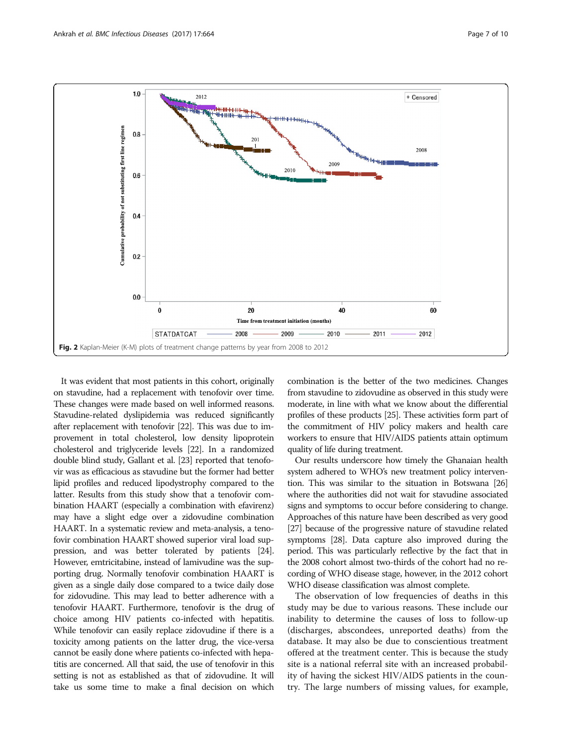1.0

0.8

0.6

0.4

0.2

0.0

Cumulative probability of not substituting first line regimen

0

20

40

60

Time from treatment initiation (months)

+ Censored

2012

201
1

2008

2009

2010

STATDATCAT — 2008 — 2009 — 2010 — 2011 — 2012

**Fig. 2** Kaplan-Meier (K-M) plots of treatment change patterns by year from 2008 to 2012

It was evident that most patients in this cohort, originally on stavudine, had a replacement with tenofovir over time. These changes were made based on well informed reasons. Stavudine-related dyslipidemia was reduced significantly after replacement with tenofovir [22]. This was due to improvement in total cholesterol, low density lipoprotein cholesterol and triglyceride levels [22]. In a randomized double blind study, Gallant et al. [23] reported that tenofovir was as efficacious as stavudine but the former had better lipid profiles and reduced lipodystrophy compared to the latter. Results from this study show that a tenofovir combination HAART (especially a combination with efavirenz) may have a slight edge over a zidovudine combination HAART. In a systematic review and meta-analysis, a tenofovir combination HAART showed superior viral load suppression, and was better tolerated by patients [24]. However, emtricitabine, instead of lamivudine was the supporting drug. Normally tenofovir combination HAART is given as a single daily dose compared to a twice daily dose for zidovudine. This may lead to better adherence with a tenofovir HAART. Furthermore, tenofovir is the drug of choice among HIV patients co-infected with hepatitis. While tenofovir can easily replace zidovudine if there is a toxicity among patients on the latter drug, the vice-versa cannot be easily done where patients co-infected with hepatitis are concerned. All that said, the use of tenofovir in this setting is not as established as that of zidovudine. It will take us some time to make a final decision on which combination is the better of the two medicines. Changes from stavudine to zidovudine as observed in this study were moderate, in line with what we know about the differential profiles of these products [25]. These activities form part of the commitment of HIV policy makers and health care workers to ensure that HIV/AIDS patients attain optimum quality of life during treatment.

Our results underscore how timely the Ghanaian health system adhered to WHO's new treatment policy intervention. This was similar to the situation in Botswana [26] where the authorities did not wait for stavudine associated signs and symptoms to occur before considering to change. Approaches of this nature have been described as very good [27] because of the progressive nature of stavudine related symptoms [28]. Data capture also improved during the period. This was particularly reflective by the fact that in the 2008 cohort almost two-thirds of the cohort had no recording of WHO disease stage, however, in the 2012 cohort WHO disease classification was almost complete.

The observation of low frequencies of deaths in this study may be due to various reasons. These include our inability to determine the causes of loss to follow-up (discharges, abscondees, unreported deaths) from the database. It may also be due to conscientious treatment offered at the treatment center. This is because the study site is a national referral site with an increased probability of having the sickest HIV/AIDS patients in the country. The large numbers of missing values, for example,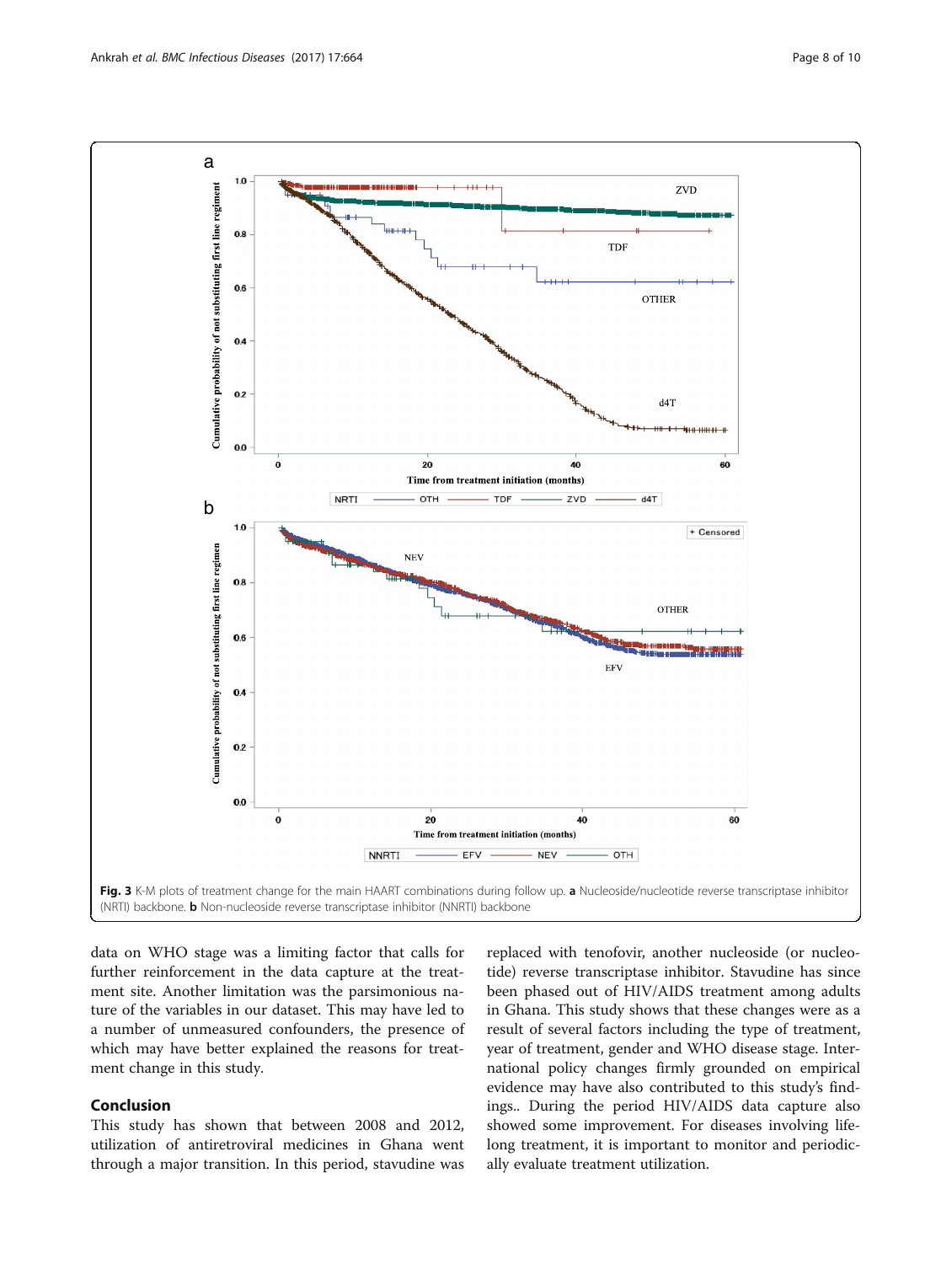a

Cumulative probability of not substituting first line regiment

1.0
0.8
0.6
0.4
0.2
0.0

0
20
40
60

Time from treatment initiation (months)

ZVD
TDF
OTHER
d4T

NRTI — OTH — TDF — ZVD — d4T

b

Cumulative probability of not substituting first line regimen

1.0
0.8
0.6
0.4
0.2
0.0

0
20
40
60

Time from treatment initiation (months)

+ Censored

NEV
OTHER
EFV

NNRTI — EFV — NEV — OTH

**Fig. 3** K-M plots of treatment change for the main HAART combinations during follow up. **a** Nucleoside/nucleotide reverse transcriptase inhibitor (NRTI) backbone. **b** Non-nucleoside reverse transcriptase inhibitor (NNRTI) backbone

data on WHO stage was a limiting factor that calls for further reinforcement in the data capture at the treatment site. Another limitation was the parsimonious nature of the variables in our dataset. This may have led to a number of unmeasured confounders, the presence of which may have better explained the reasons for treatment change in this study.

## Conclusion

This study has shown that between 2008 and 2012, utilization of antiretroviral medicines in Ghana went through a major transition. In this period, stavudine was replaced with tenofovir, another nucleoside (or nucleotide) reverse transcriptase inhibitor. Stavudine has since been phased out of HIV/AIDS treatment among adults in Ghana. This study shows that these changes were as a result of several factors including the type of treatment, year of treatment, gender and WHO disease stage. International policy changes firmly grounded on empirical evidence may have also contributed to this study's findings.. During the period HIV/AIDS data capture also showed some improvement. For diseases involving lifelong treatment, it is important to monitor and periodically evaluate treatment utilization.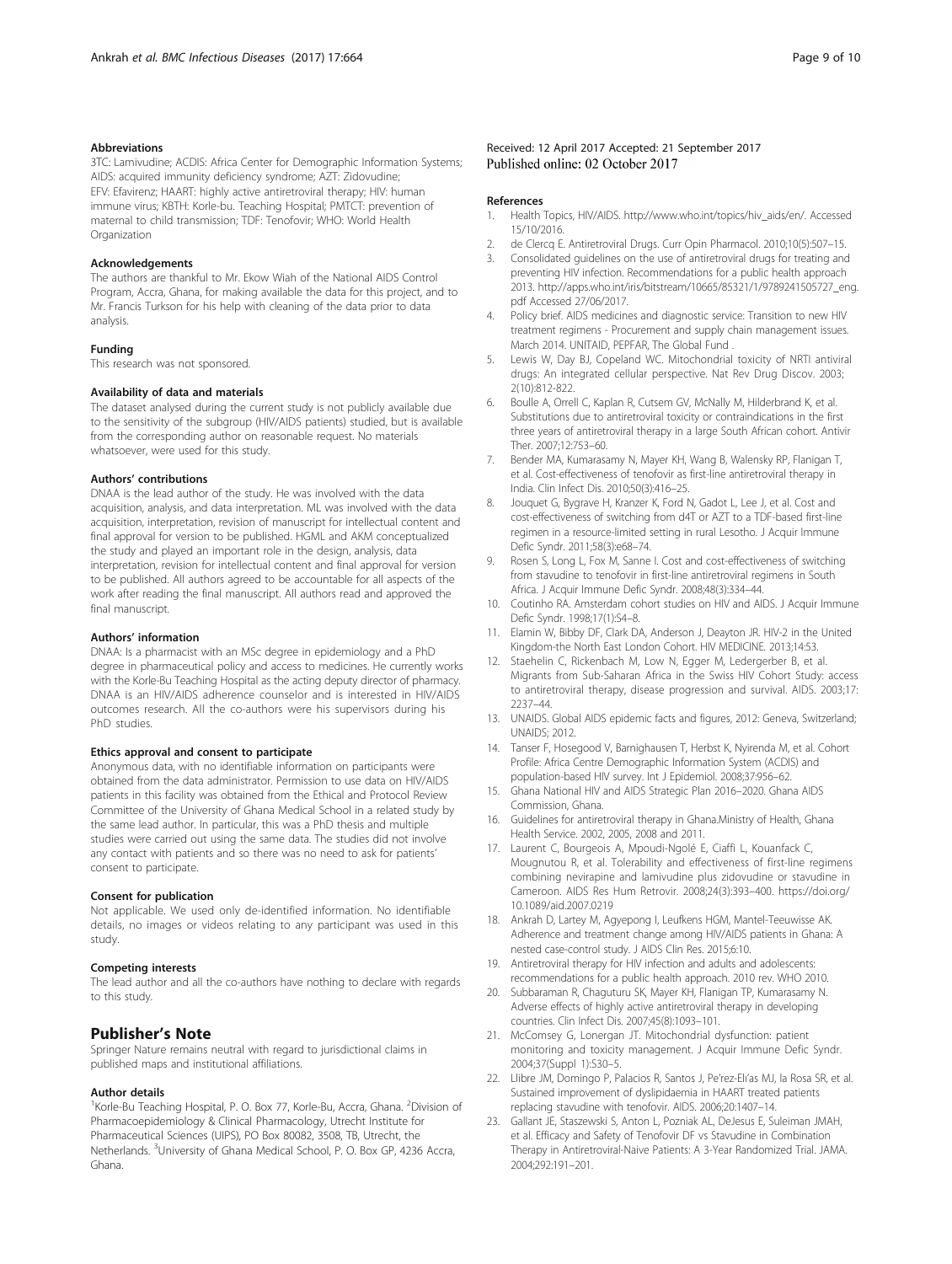### Abbreviations

3TC: Lamivudine; ACDIS: Africa Center for Demographic Information Systems; AIDS: acquired immunity deficiency syndrome; AZT: Zidovudine; EFV: Efavirenz; HAART: highly active antiretroviral therapy; HIV: human immune virus; KBTH: Korle-bu. Teaching Hospital; PMTCT: prevention of maternal to child transmission; TDF: Tenofovir; WHO: World Health Organization

### Acknowledgements

The authors are thankful to Mr. Ekow Wiah of the National AIDS Control Program, Accra, Ghana, for making available the data for this project, and to Mr. Francis Turkson for his help with cleaning of the data prior to data analysis.

### Funding

This research was not sponsored.

### Availability of data and materials

The dataset analysed during the current study is not publicly available due to the sensitivity of the subgroup (HIV/AIDS patients) studied, but is available from the corresponding author on reasonable request. No materials whatsoever, were used for this study.

### Authors' contributions

DNAA is the lead author of the study. He was involved with the data acquisition, analysis, and data interpretation. ML was involved with the data acquisition, interpretation, revision of manuscript for intellectual content and final approval for version to be published. HGML and AKM conceptualized the study and played an important role in the design, analysis, data interpretation, revision for intellectual content and final approval for version to be published. All authors agreed to be accountable for all aspects of the work after reading the final manuscript. All authors read and approved the final manuscript.

### Authors' information

DNAA: Is a pharmacist with an MSc degree in epidemiology and a PhD degree in pharmaceutical policy and access to medicines. He currently works with the Korle-Bu Teaching Hospital as the acting deputy director of pharmacy. DNAA is an HIV/AIDS adherence counselor and is interested in HIV/AIDS outcomes research. All the co-authors were his supervisors during his PhD studies.

### Ethics approval and consent to participate

Anonymous data, with no identifiable information on participants were obtained from the data administrator. Permission to use data on HIV/AIDS patients in this facility was obtained from the Ethical and Protocol Review Committee of the University of Ghana Medical School in a related study by the same lead author. In particular, this was a PhD thesis and multiple studies were carried out using the same data. The studies did not involve any contact with patients and so there was no need to ask for patients' consent to participate.

### Consent for publication

Not applicable. We used only de-identified information. No identifiable details, no images or videos relating to any participant was used in this study.

### Competing interests

The lead author and all the co-authors have nothing to declare with regards to this study.

## Publisher's Note

Springer Nature remains neutral with regard to jurisdictional claims in published maps and institutional affiliations.

### Author details

[1]Korle-Bu Teaching Hospital, P. O. Box 77, Korle-Bu, Accra, Ghana. [2]Division of Pharmacoepidemiology & Clinical Pharmacology, Utrecht Institute for Pharmaceutical Sciences (UIPS), PO Box 80082, 3508, TB, Utrecht, the Netherlands. [3]University of Ghana Medical School, P. O. Box GP, 4236 Accra, Ghana.

Received: 12 April 2017 Accepted: 21 September 2017
Published online: 02 October 2017

### References

1. Health Topics, HIV/AIDS. http://www.who.int/topics/hiv_aids/en/. Accessed 15/10/2016.
2. de Clercq E. Antiretroviral Drugs. Curr Opin Pharmacol. 2010;10(5):507–15.
3. Consolidated guidelines on the use of antiretroviral drugs for treating and preventing HIV infection. Recommendations for a public health approach 2013. http://apps.who.int/iris/bitstream/10665/85321/1/9789241505727_eng.pdf Accessed 27/06/2017.
4. Policy brief. AIDS medicines and diagnostic service: Transition to new HIV treatment regimens - Procurement and supply chain management issues. March 2014. UNITAID, PEPFAR, The Global Fund .
5. Lewis W, Day BJ, Copeland WC. Mitochondrial toxicity of NRTI antiviral drugs: An integrated cellular perspective. Nat Rev Drug Discov. 2003; 2(10):812-822.
6. Boulle A, Orrell C, Kaplan R, Cutsem GV, McNally M, Hilderbrand K, et al. Substitutions due to antiretroviral toxicity or contraindications in the first three years of antiretroviral therapy in a large South African cohort. Antivir Ther. 2007;12:753–60.
7. Bender MA, Kumarasamy N, Mayer KH, Wang B, Walensky RP, Flanigan T, et al. Cost-effectiveness of tenofovir as first-line antiretroviral therapy in India. Clin Infect Dis. 2010;50(3):416–25.
8. Jouquet G, Bygrave H, Kranzer K, Ford N, Gadot L, Lee J, et al. Cost and cost-effectiveness of switching from d4T or AZT to a TDF-based first-line regimen in a resource-limited setting in rural Lesotho. J Acquir Immune Defic Syndr. 2011;58(3):e68–74.
9. Rosen S, Long L, Fox M, Sanne I. Cost and cost-effectiveness of switching from stavudine to tenofovir in first-line antiretroviral regimens in South Africa. J Acquir Immune Defic Syndr. 2008;48(3):334–44.
10. Coutinho RA. Amsterdam cohort studies on HIV and AIDS. J Acquir Immune Defic Syndr. 1998;17(1):S4–8.
11. Elamin W, Bibby DF, Clark DA, Anderson J, Deayton JR. HIV-2 in the United Kingdom-the North East London Cohort. HIV MEDICINE. 2013;14:53.
12. Staehelin C, Rickenbach M, Low N, Egger M, Ledergerber B, et al. Migrants from Sub-Saharan Africa in the Swiss HIV Cohort Study: access to antiretroviral therapy, disease progression and survival. AIDS. 2003;17: 2237–44.
13. UNAIDS. Global AIDS epidemic facts and figures, 2012: Geneva, Switzerland; UNAIDS; 2012.
14. Tanser F, Hosegood V, Barnighausen T, Herbst K, Nyirenda M, et al. Cohort Profile: Africa Centre Demographic Information System (ACDIS) and population-based HIV survey. Int J Epidemiol. 2008;37:956–62.
15. Ghana National HIV and AIDS Strategic Plan 2016–2020. Ghana AIDS Commission, Ghana.
16. Guidelines for antiretroviral therapy in Ghana.Ministry of Health, Ghana Health Service. 2002, 2005, 2008 and 2011.
17. Laurent C, Bourgeois A, Mpoudi-Ngolé E, Ciaffi L, Kouanfack C, Mougnutou R, et al. Tolerability and effectiveness of first-line regimens combining nevirapine and lamivudine plus zidovudine or stavudine in Cameroon. AIDS Res Hum Retrovir. 2008;24(3):393–400. https://doi.org/10.1089/aid.2007.0219
18. Ankrah D, Lartey M, Agyepong I, Leufkens HGM, Mantel-Teeuwisse AK. Adherence and treatment change among HIV/AIDS patients in Ghana: A nested case-control study. J AIDS Clin Res. 2015;6:10.
19. Antiretroviral therapy for HIV infection and adults and adolescents: recommendations for a public health approach. 2010 rev. WHO 2010.
20. Subbaraman R, Chaguturu SK, Mayer KH, Flanigan TP, Kumarasamy N. Adverse effects of highly active antiretroviral therapy in developing countries. Clin Infect Dis. 2007;45(8):1093–101.
21. McComsey G, Lonergan JT. Mitochondrial dysfunction: patient monitoring and toxicity management. J Acquir Immune Defic Syndr. 2004;37(Suppl 1):S30–5.
22. Llibre JM, Domingo P, Palacios R, Santos J, Pe'rez-Eli'as MJ, la Rosa SR, et al. Sustained improvement of dyslipidaemia in HAART treated patients replacing stavudine with tenofovir. AIDS. 2006;20:1407–14.
23. Gallant JE, Staszewski S, Anton L, Pozniak AL, DeJesus E, Suleiman JMAH, et al. Efficacy and Safety of Tenofovir DF vs Stavudine in Combination Therapy in Antiretroviral-Naive Patients: A 3-Year Randomized Trial. JAMA. 2004;292:191–201.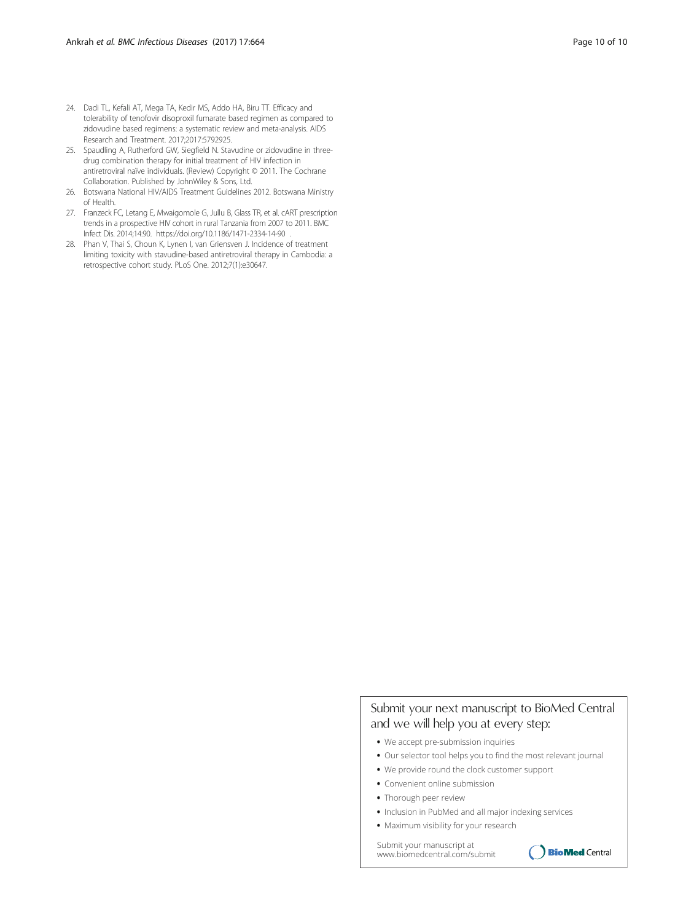24. Dadi TL, Kefali AT, Mega TA, Kedir MS, Addo HA, Biru TT. Efficacy and tolerability of tenofovir disoproxil fumarate based regimen as compared to zidovudine based regimens: a systematic review and meta-analysis. AIDS Research and Treatment. 2017;2017:5792925.
25. Spaudling A, Rutherford GW, Siegfield N. Stavudine or zidovudine in three-drug combination therapy for initial treatment of HIV infection in antiretroviral naïve individuals. (Review) Copyright © 2011. The Cochrane Collaboration. Published by JohnWiley & Sons, Ltd.
26. Botswana National HIV/AIDS Treatment Guidelines 2012. Botswana Ministry of Health.
27. Franzeck FC, Letang E, Mwaigomole G, Jullu B, Glass TR, et al. cART prescription trends in a prospective HIV cohort in rural Tanzania from 2007 to 2011. BMC Infect Dis. 2014;14:90. https://doi.org/10.1186/1471-2334-14-90 .
28. Phan V, Thai S, Choun K, Lynen I, van Griensven J. Incidence of treatment limiting toxicity with stavudine-based antiretroviral therapy in Cambodia: a retrospective cohort study. PLoS One. 2012;7(1):e30647.

Submit your next manuscript to BioMed Central and we will help you at every step:

- We accept pre-submission inquiries
- Our selector tool helps you to find the most relevant journal
- We provide round the clock customer support
- Convenient online submission
- Thorough peer review
- Inclusion in PubMed and all major indexing services
- Maximum visibility for your research

Submit your manuscript at
www.biomedcentral.com/submit

BioMed Central